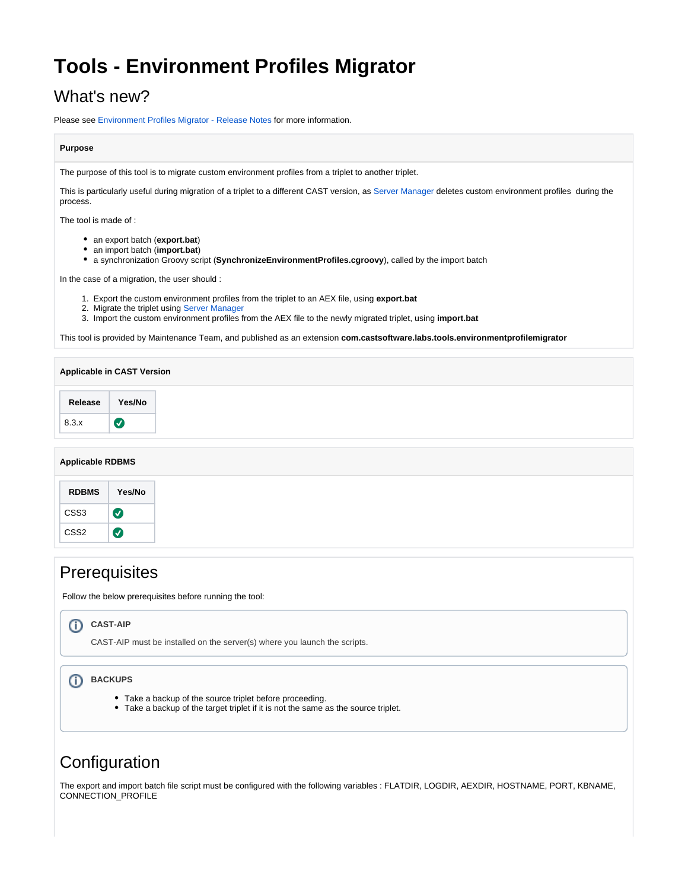# Tools - Environment Profiles Migrator

## What's new?

Please see Environment Profiles Migrator - Release Notes for more information.

**Purpose**

The purpose of this tool is to migrate custom environment profiles from a triplet to another triplet.

This is particularly useful during migration of a triplet to a different CAST version, as Server Manager deletes custom environment profiles during the process.

The tool is made of :

- an export batch (**export.bat**)
- an import batch (**import.bat**)
- a synchronization Groovy script (**SynchronizeEnvironmentProfiles.cgroovy**), called by the import batch

In the case of a migration, the user should :

1. Export the custom environment profiles from the triplet to an AEX file, using **export.bat**
2. Migrate the triplet using Server Manager
3. Import the custom environment profiles from the AEX file to the newly migrated triplet, using **import.bat**

This tool is provided by Maintenance Team, and published as an extension **com.castsoftware.labs.tools.environmentprofilemigrator**

**Applicable in CAST Version**

| Release | Yes/No |
|---|---|
| 8.3.x | ✅ |

**Applicable RDBMS**

| RDBMS | Yes/No |
|---|---|
| CSS3 | ✅ |
| CSS2 | ✅ |

## Prerequisites

Follow the below prerequisites before running the tool:

**CAST-AIP**

CAST-AIP must be installed on the server(s) where you launch the scripts.

**BACKUPS**

- Take a backup of the source triplet before proceeding.
- Take a backup of the target triplet if it is not the same as the source triplet.

## Configuration

The export and import batch file script must be configured with the following variables : FLATDIR, LOGDIR, AEXDIR, HOSTNAME, PORT, KBNAME, CONNECTION_PROFILE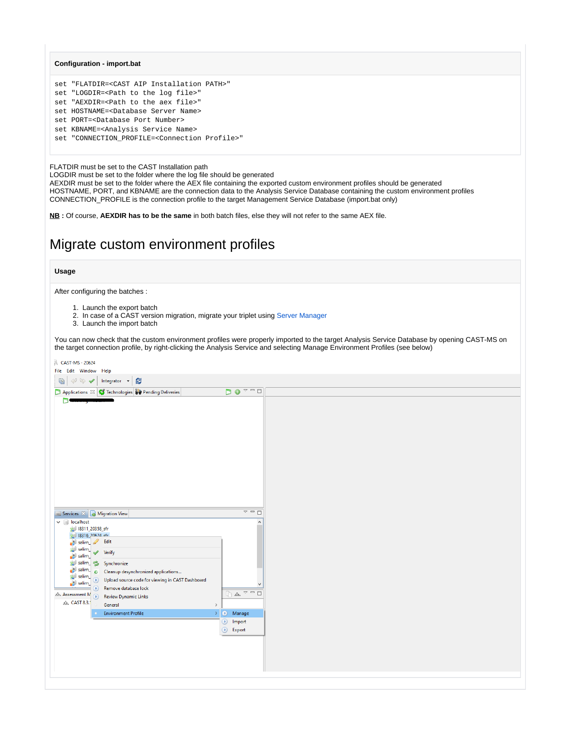**Configuration - import.bat**

```
set "FLATDIR=<CAST AIP Installation PATH>"
set "LOGDIR=<Path to the log file>"
set "AEXDIR=<Path to the aex file>"
set HOSTNAME=<Database Server Name>
set PORT=<Database Port Number>
set KBNAME=<Analysis Service Name>
set "CONNECTION_PROFILE=<Connection Profile>"
```

FLATDIR must be set to the CAST Installation path
LOGDIR must be set to the folder where the log file should be generated
AEXDIR must be set to the folder where the AEX file containing the exported custom environment profiles should be generated
HOSTNAME, PORT, and KBNAME are the connection data to the Analysis Service Database containing the custom environment profiles
CONNECTION_PROFILE is the connection profile to the target Management Service Database (import.bat only)

**NB :** Of course, **AEXDIR has to be the same** in both batch files, else they will not refer to the same AEX file.

# Migrate custom environment profiles

**Usage**

After configuring the batches :

1. Launch the export batch
2. In case of a CAST version migration, migrate your triplet using Server Manager
3. Launch the import batch

You can now check that the custom environment profiles were properly imported to the target Analysis Service Database by opening CAST-MS on the target connection profile, by right-clicking the Analysis Service and selecting Manage Environment Profiles (see below)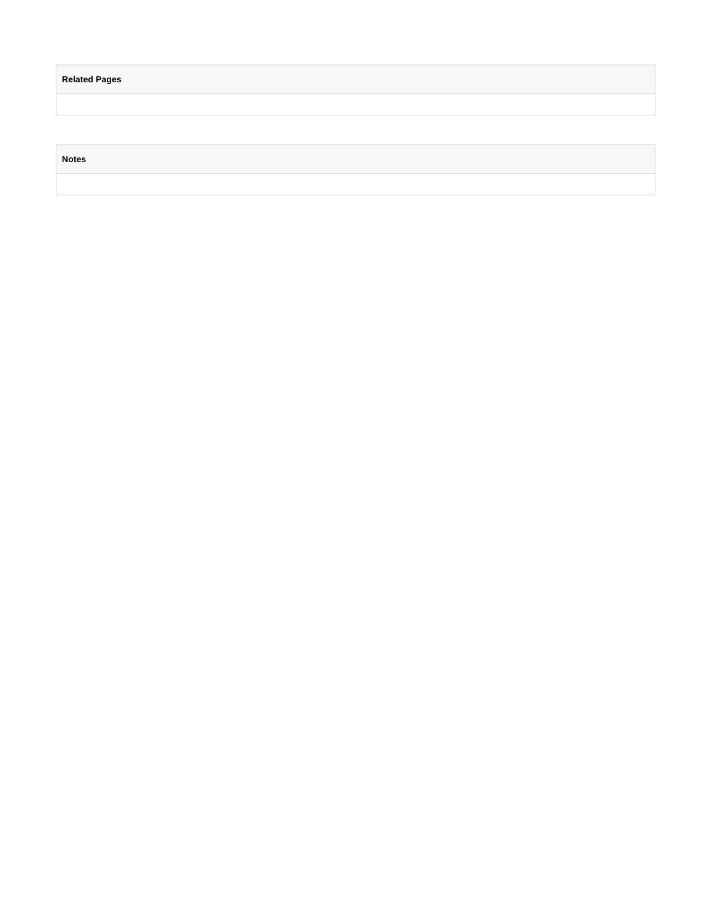| Related Pages |
| --- |
| |

| Notes |
| --- |
| |